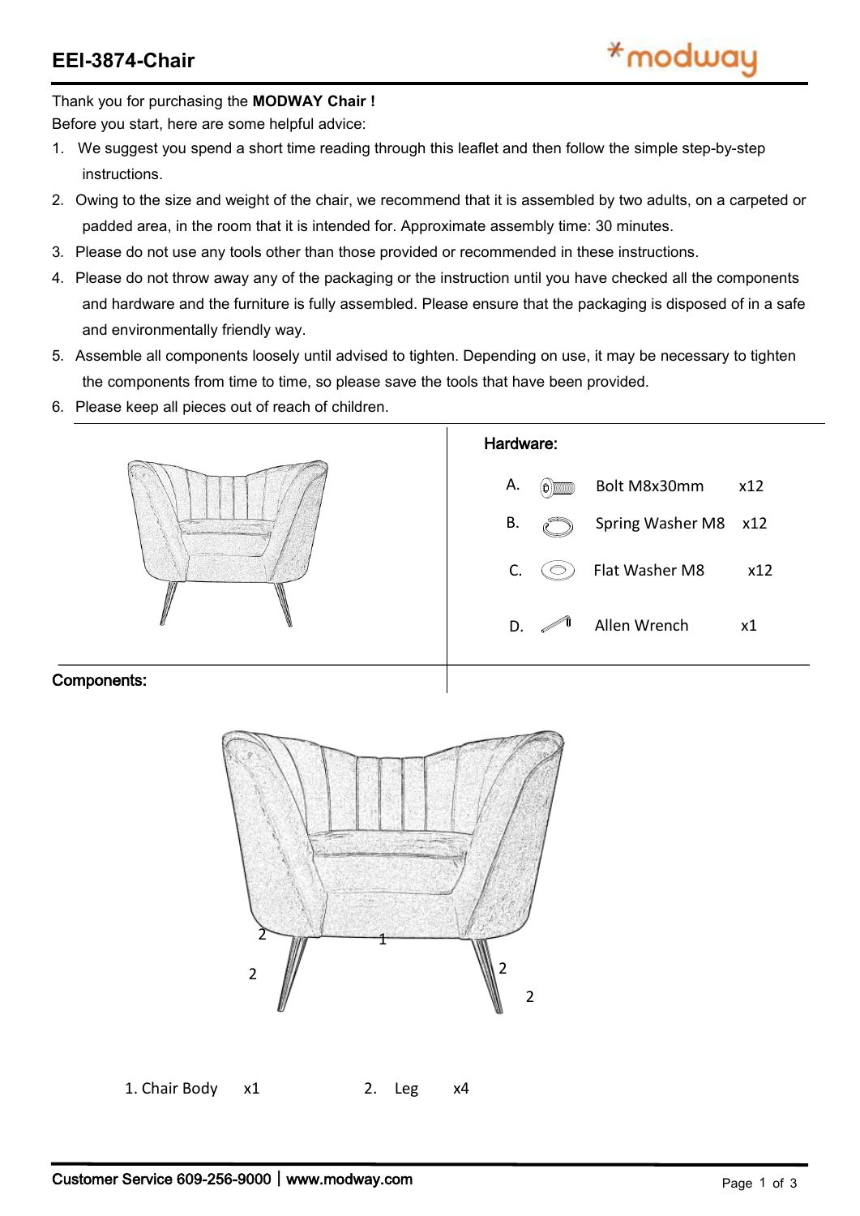# EEI-3874-Chair

Thank you for purchasing the **MODWAY Chair !**

Before you start, here are some helpful advice:

1. We suggest you spend a short time reading through this leaflet and then follow the simple step-by-step instructions.
2. Owing to the size and weight of the chair, we recommend that it is assembled by two adults, on a carpeted or padded area, in the room that it is intended for. Approximate assembly time: 30 minutes.
3. Please do not use any tools other than those provided or recommended in these instructions.
4. Please do not throw away any of the packaging or the instruction until you have checked all the components and hardware and the furniture is fully assembled. Please ensure that the packaging is disposed of in a safe and environmentally friendly way.
5. Assemble all components loosely until advised to tighten. Depending on use, it may be necessary to tighten the components from time to time, so please save the tools that have been provided.
6. Please keep all pieces out of reach of children.

## Hardware:

| | | |
|---|---|---|
| A. | Bolt M8x30mm | x12 |
| B. | Spring Washer M8 | x12 |
| C. | Flat Washer M8 | x12 |
| D. | Allen Wrench | x1 |

## Components:

1. Chair Body x1
2. Leg x4

Customer Service 609-256-9000 | www.modway.com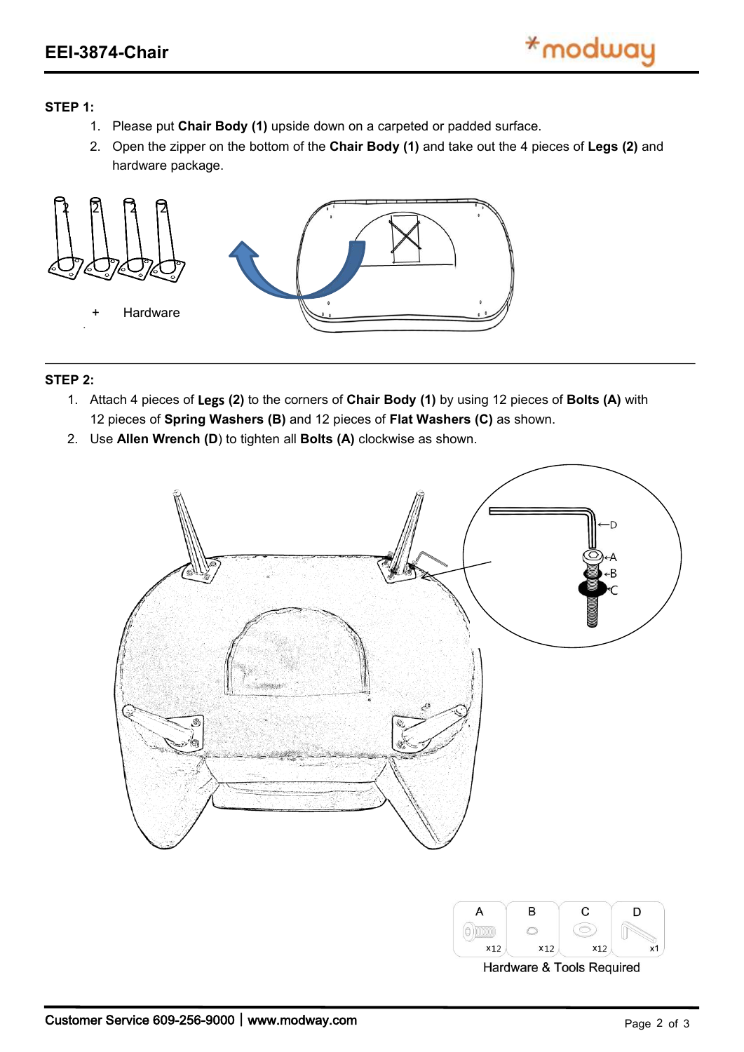# EEI-3874-Chair

**STEP 1:**

1. Please put **Chair Body (1)** upside down on a carpeted or padded surface.
2. Open the zipper on the bottom of the **Chair Body (1)** and take out the 4 pieces of **Legs (2)** and hardware package.

\+ Hardware

**STEP 2:**

1. Attach 4 pieces of **Legs (2)** to the corners of **Chair Body (1)** by using 12 pieces of **Bolts (A)** with 12 pieces of **Spring Washers (B)** and 12 pieces of **Flat Washers (C)** as shown.
2. Use **Allen Wrench (D**) to tighten all **Bolts (A)** clockwise as shown.

| A | B | C | D |
|---|---|---|---|
| x12 | x12 | x12 | x1 |

Hardware & Tools Required

Customer Service 609-256-9000 | www.modway.com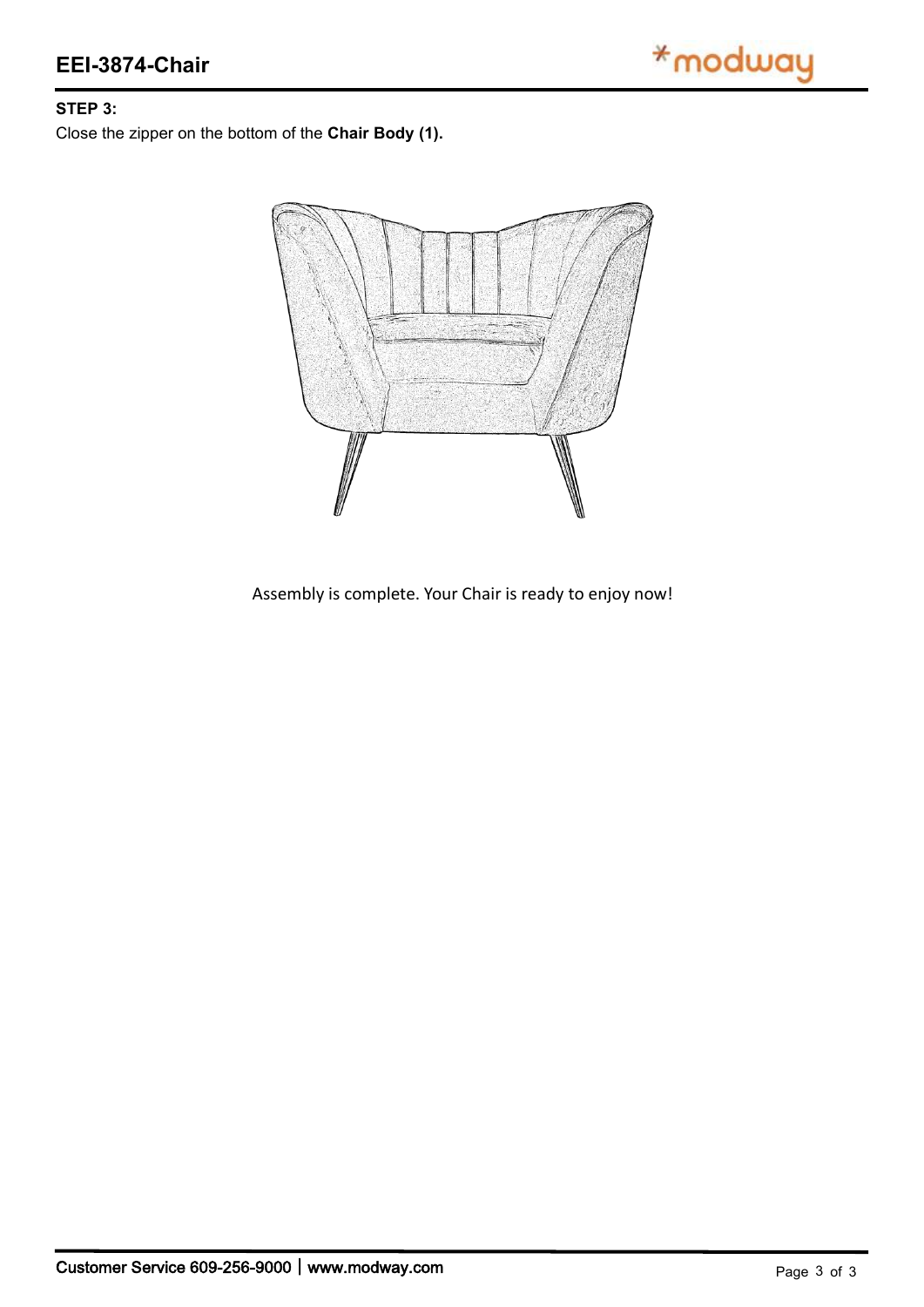## STEP 3:

Close the zipper on the bottom of the **Chair Body (1).**

Assembly is complete. Your Chair is ready to enjoy now!